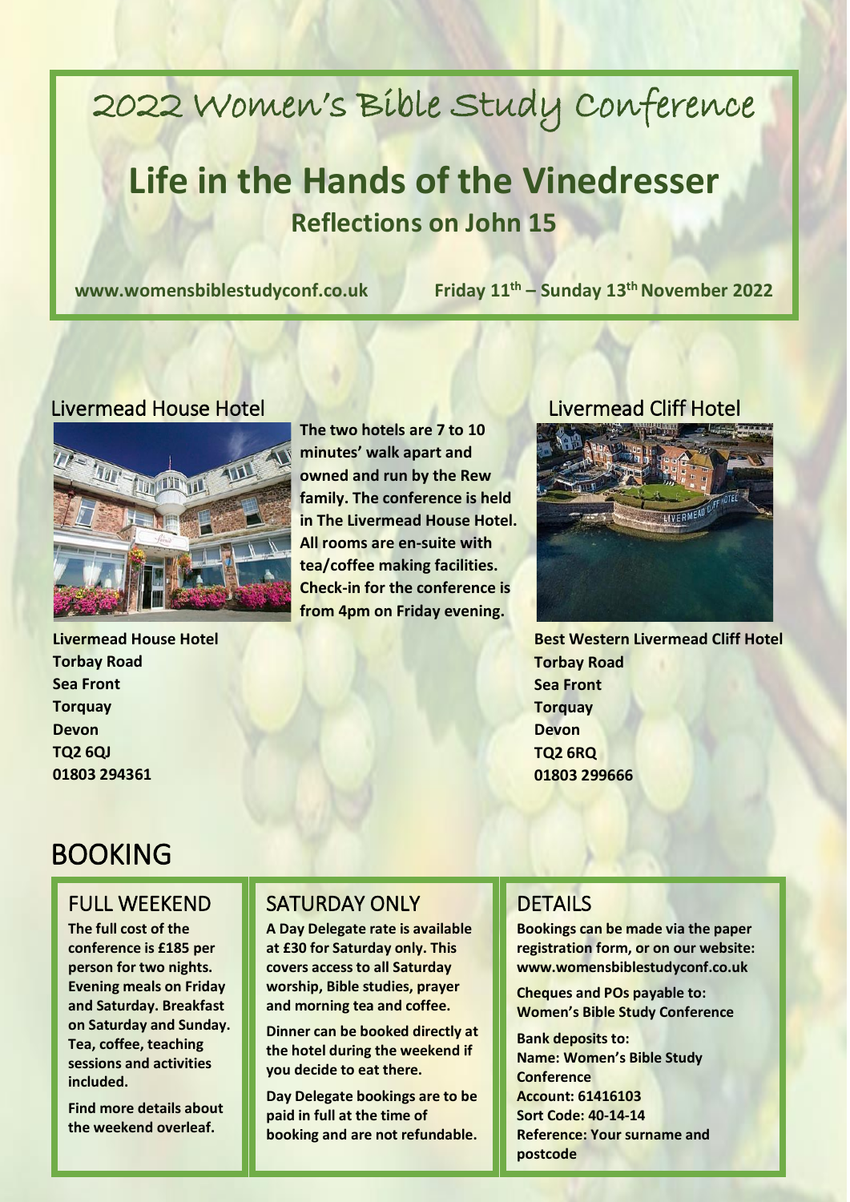# 2022 Women's Bible Study Conference

## Life in the Hands of the Vinedresser

### Reflections on John 15

**www.womensbiblestudyconf.co.uk** **Friday 11th – Sunday 13th November 2022**

### Livermead House Hotel

**The two hotels are 7 to 10 minutes' walk apart and owned and run by the Rew family. The conference is held in The Livermead House Hotel. All rooms are en-suite with tea/coffee making facilities. Check-in for the conference is from 4pm on Friday evening.**

**Livermead House Hotel**
**Torbay Road**
**Sea Front**
**Torquay**
**Devon**
**TQ2 6QJ**
**01803 294361**

### Livermead Cliff Hotel

**Best Western Livermead Cliff Hotel**
**Torbay Road**
**Sea Front**
**Torquay**
**Devon**
**TQ2 6RQ**
**01803 299666**

# BOOKING

## FULL WEEKEND

**The full cost of the conference is £185 per person for two nights. Evening meals on Friday and Saturday. Breakfast on Saturday and Sunday. Tea, coffee, teaching sessions and activities included.**

**Find more details about the weekend overleaf.**

## SATURDAY ONLY

**A Day Delegate rate is available at £30 for Saturday only. This covers access to all Saturday worship, Bible studies, prayer and morning tea and coffee.**

**Dinner can be booked directly at the hotel during the weekend if you decide to eat there.**

**Day Delegate bookings are to be paid in full at the time of booking and are not refundable.**

## DETAILS

**Bookings can be made via the paper registration form, or on our website: www.womensbiblestudyconf.co.uk**

**Cheques and POs payable to: Women's Bible Study Conference**

**Bank deposits to:**
**Name: Women's Bible Study Conference**
**Account: 61416103**
**Sort Code: 40-14-14**
**Reference: Your surname and postcode**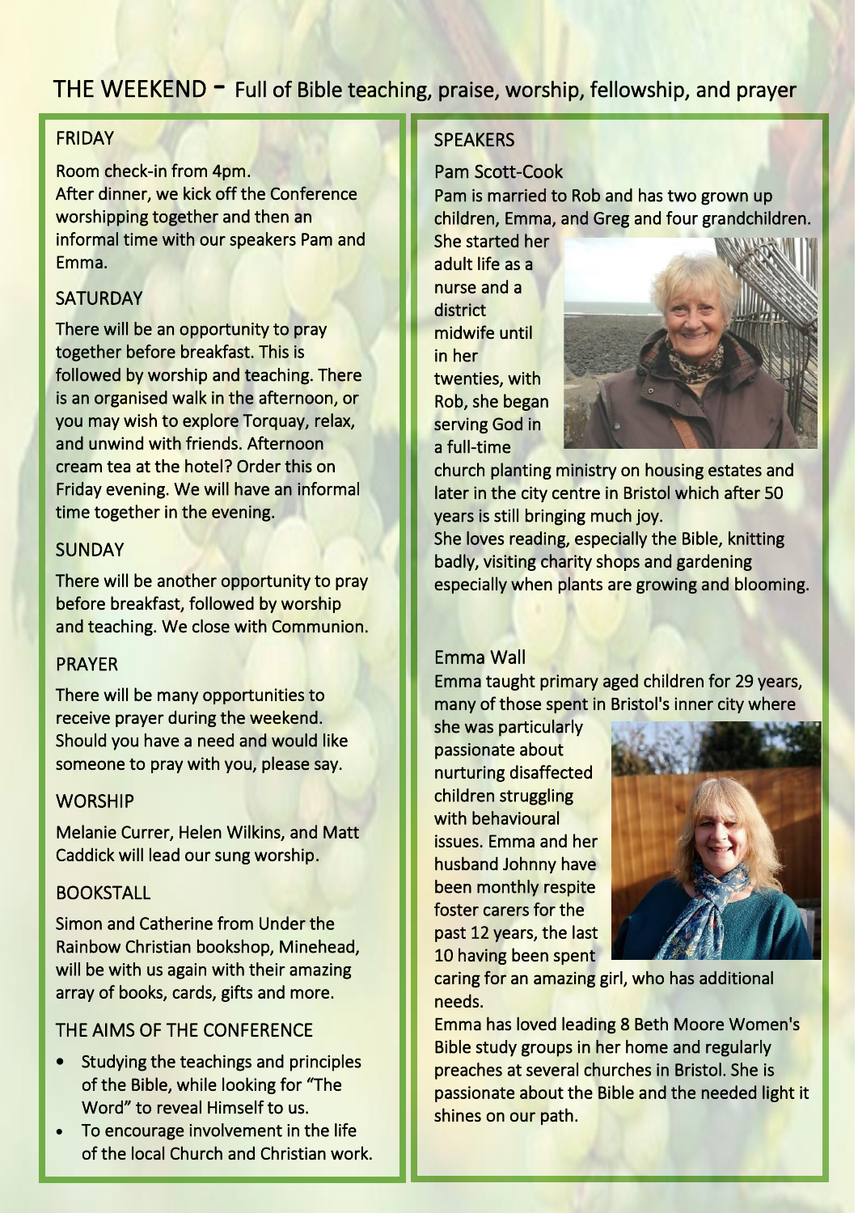# THE WEEKEND - Full of Bible teaching, praise, worship, fellowship, and prayer

## FRIDAY

Room check-in from 4pm.
After dinner, we kick off the Conference worshipping together and then an informal time with our speakers Pam and Emma.

## SATURDAY

There will be an opportunity to pray together before breakfast. This is followed by worship and teaching. There is an organised walk in the afternoon, or you may wish to explore Torquay, relax, and unwind with friends. Afternoon cream tea at the hotel? Order this on Friday evening. We will have an informal time together in the evening.

## SUNDAY

There will be another opportunity to pray before breakfast, followed by worship and teaching. We close with Communion.

## PRAYER

There will be many opportunities to receive prayer during the weekend. Should you have a need and would like someone to pray with you, please say.

## WORSHIP

Melanie Currer, Helen Wilkins, and Matt Caddick will lead our sung worship.

## BOOKSTALL

Simon and Catherine from Under the Rainbow Christian bookshop, Minehead, will be with us again with their amazing array of books, cards, gifts and more.

## THE AIMS OF THE CONFERENCE

- Studying the teachings and principles of the Bible, while looking for "The Word" to reveal Himself to us.
- To encourage involvement in the life of the local Church and Christian work.

## SPEAKERS

### Pam Scott-Cook

Pam is married to Rob and has two grown up children, Emma, and Greg and four grandchildren. She started her adult life as a nurse and a district midwife until in her twenties, with Rob, she began serving God in a full-time church planting ministry on housing estates and later in the city centre in Bristol which after 50 years is still bringing much joy.
She loves reading, especially the Bible, knitting badly, visiting charity shops and gardening especially when plants are growing and blooming.

### Emma Wall

Emma taught primary aged children for 29 years, many of those spent in Bristol's inner city where she was particularly passionate about nurturing disaffected children struggling with behavioural issues. Emma and her husband Johnny have been monthly respite foster carers for the past 12 years, the last 10 having been spent caring for an amazing girl, who has additional needs.
Emma has loved leading 8 Beth Moore Women's Bible study groups in her home and regularly preaches at several churches in Bristol. She is passionate about the Bible and the needed light it shines on our path.